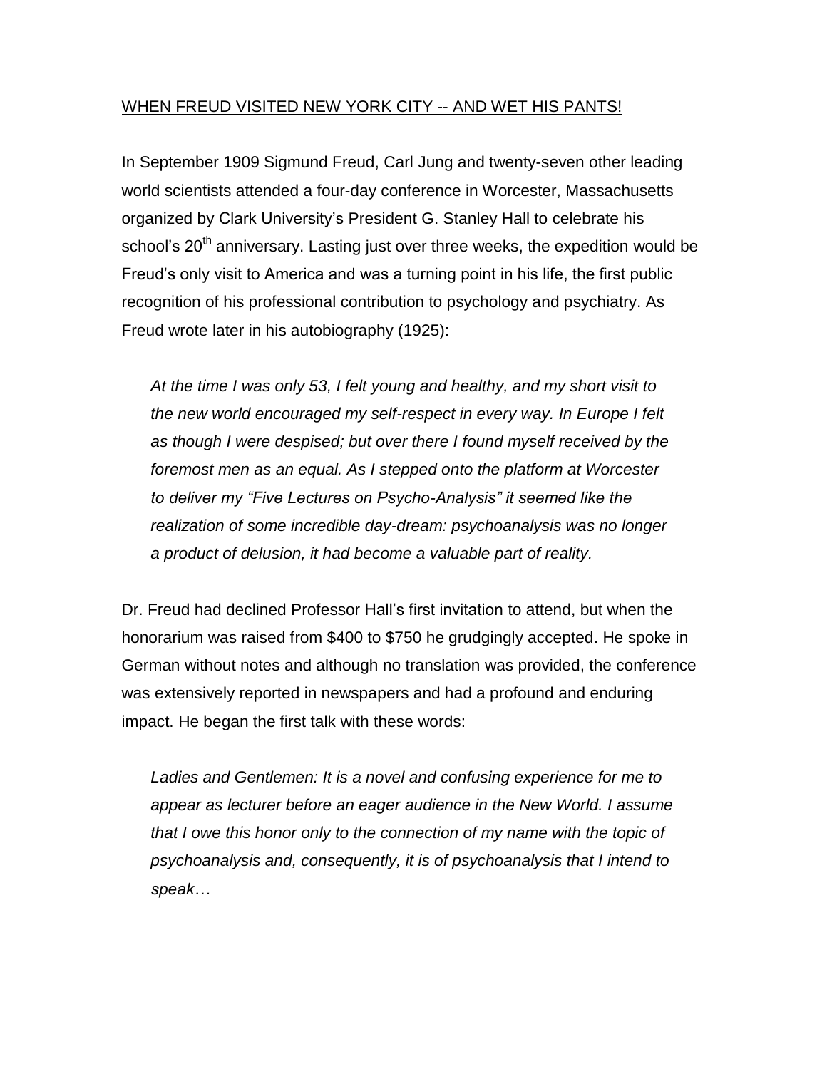# WHEN FREUD VISITED NEW YORK CITY -- AND WET HIS PANTS!

In September 1909 Sigmund Freud, Carl Jung and twenty-seven other leading world scientists attended a four-day conference in Worcester, Massachusetts organized by Clark University's President G. Stanley Hall to celebrate his school's 20th anniversary. Lasting just over three weeks, the expedition would be Freud's only visit to America and was a turning point in his life, the first public recognition of his professional contribution to psychology and psychiatry. As Freud wrote later in his autobiography (1925):

> *At the time I was only 53, I felt young and healthy, and my short visit to the new world encouraged my self-respect in every way. In Europe I felt as though I were despised; but over there I found myself received by the foremost men as an equal. As I stepped onto the platform at Worcester to deliver my "Five Lectures on Psycho-Analysis" it seemed like the realization of some incredible day-dream: psychoanalysis was no longer a product of delusion, it had become a valuable part of reality.*

Dr. Freud had declined Professor Hall's first invitation to attend, but when the honorarium was raised from $400 to $750 he grudgingly accepted. He spoke in German without notes and although no translation was provided, the conference was extensively reported in newspapers and had a profound and enduring impact. He began the first talk with these words:

> *Ladies and Gentlemen: It is a novel and confusing experience for me to appear as lecturer before an eager audience in the New World. I assume that I owe this honor only to the connection of my name with the topic of psychoanalysis and, consequently, it is of psychoanalysis that I intend to speak…*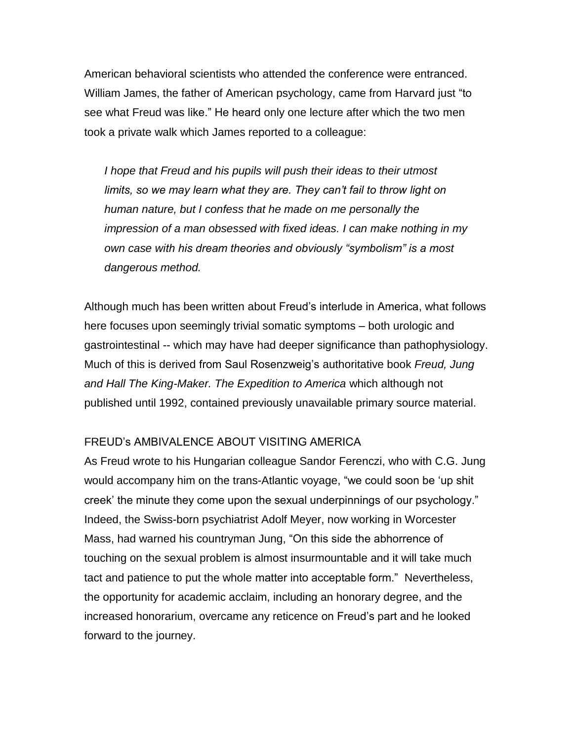American behavioral scientists who attended the conference were entranced. William James, the father of American psychology, came from Harvard just "to see what Freud was like." He heard only one lecture after which the two men took a private walk which James reported to a colleague:

> *I hope that Freud and his pupils will push their ideas to their utmost limits, so we may learn what they are. They can't fail to throw light on human nature, but I confess that he made on me personally the impression of a man obsessed with fixed ideas. I can make nothing in my own case with his dream theories and obviously "symbolism" is a most dangerous method.*

Although much has been written about Freud's interlude in America, what follows here focuses upon seemingly trivial somatic symptoms – both urologic and gastrointestinal -- which may have had deeper significance than pathophysiology. Much of this is derived from Saul Rosenzweig's authoritative book *Freud, Jung and Hall The King-Maker. The Expedition to America* which although not published until 1992, contained previously unavailable primary source material.

## FREUD's AMBIVALENCE ABOUT VISITING AMERICA

As Freud wrote to his Hungarian colleague Sandor Ferenczi, who with C.G. Jung would accompany him on the trans-Atlantic voyage, "we could soon be 'up shit creek' the minute they come upon the sexual underpinnings of our psychology." Indeed, the Swiss-born psychiatrist Adolf Meyer, now working in Worcester Mass, had warned his countryman Jung, "On this side the abhorrence of touching on the sexual problem is almost insurmountable and it will take much tact and patience to put the whole matter into acceptable form." Nevertheless, the opportunity for academic acclaim, including an honorary degree, and the increased honorarium, overcame any reticence on Freud's part and he looked forward to the journey.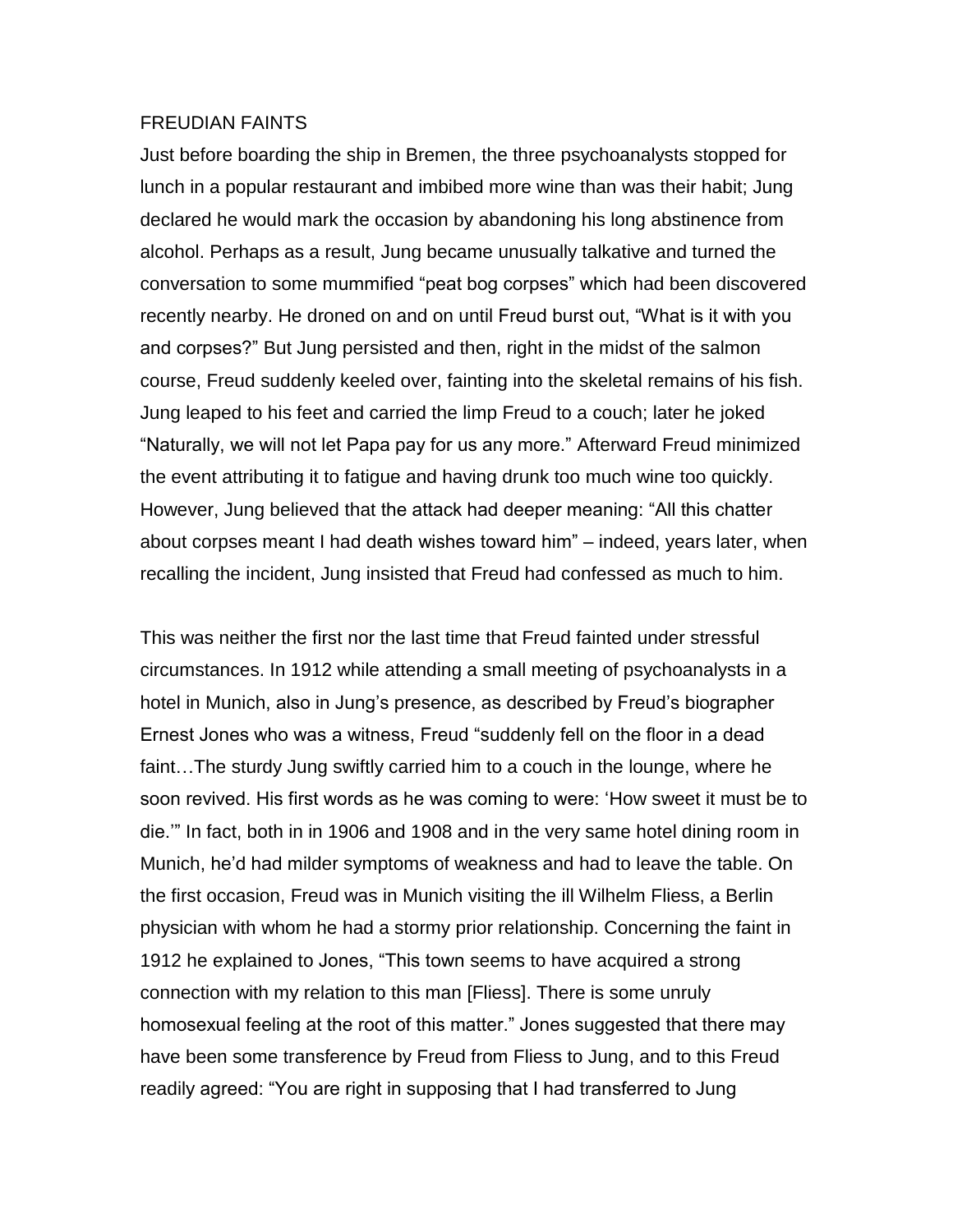FREUDIAN FAINTS

Just before boarding the ship in Bremen, the three psychoanalysts stopped for lunch in a popular restaurant and imbibed more wine than was their habit; Jung declared he would mark the occasion by abandoning his long abstinence from alcohol. Perhaps as a result, Jung became unusually talkative and turned the conversation to some mummified "peat bog corpses" which had been discovered recently nearby. He droned on and on until Freud burst out, "What is it with you and corpses?" But Jung persisted and then, right in the midst of the salmon course, Freud suddenly keeled over, fainting into the skeletal remains of his fish. Jung leaped to his feet and carried the limp Freud to a couch; later he joked "Naturally, we will not let Papa pay for us any more." Afterward Freud minimized the event attributing it to fatigue and having drunk too much wine too quickly. However, Jung believed that the attack had deeper meaning: "All this chatter about corpses meant I had death wishes toward him" – indeed, years later, when recalling the incident, Jung insisted that Freud had confessed as much to him.

This was neither the first nor the last time that Freud fainted under stressful circumstances. In 1912 while attending a small meeting of psychoanalysts in a hotel in Munich, also in Jung's presence, as described by Freud's biographer Ernest Jones who was a witness, Freud "suddenly fell on the floor in a dead faint…The sturdy Jung swiftly carried him to a couch in the lounge, where he soon revived. His first words as he was coming to were: 'How sweet it must be to die.'" In fact, both in in 1906 and 1908 and in the very same hotel dining room in Munich, he'd had milder symptoms of weakness and had to leave the table. On the first occasion, Freud was in Munich visiting the ill Wilhelm Fliess, a Berlin physician with whom he had a stormy prior relationship. Concerning the faint in 1912 he explained to Jones, "This town seems to have acquired a strong connection with my relation to this man [Fliess]. There is some unruly homosexual feeling at the root of this matter." Jones suggested that there may have been some transference by Freud from Fliess to Jung, and to this Freud readily agreed: "You are right in supposing that I had transferred to Jung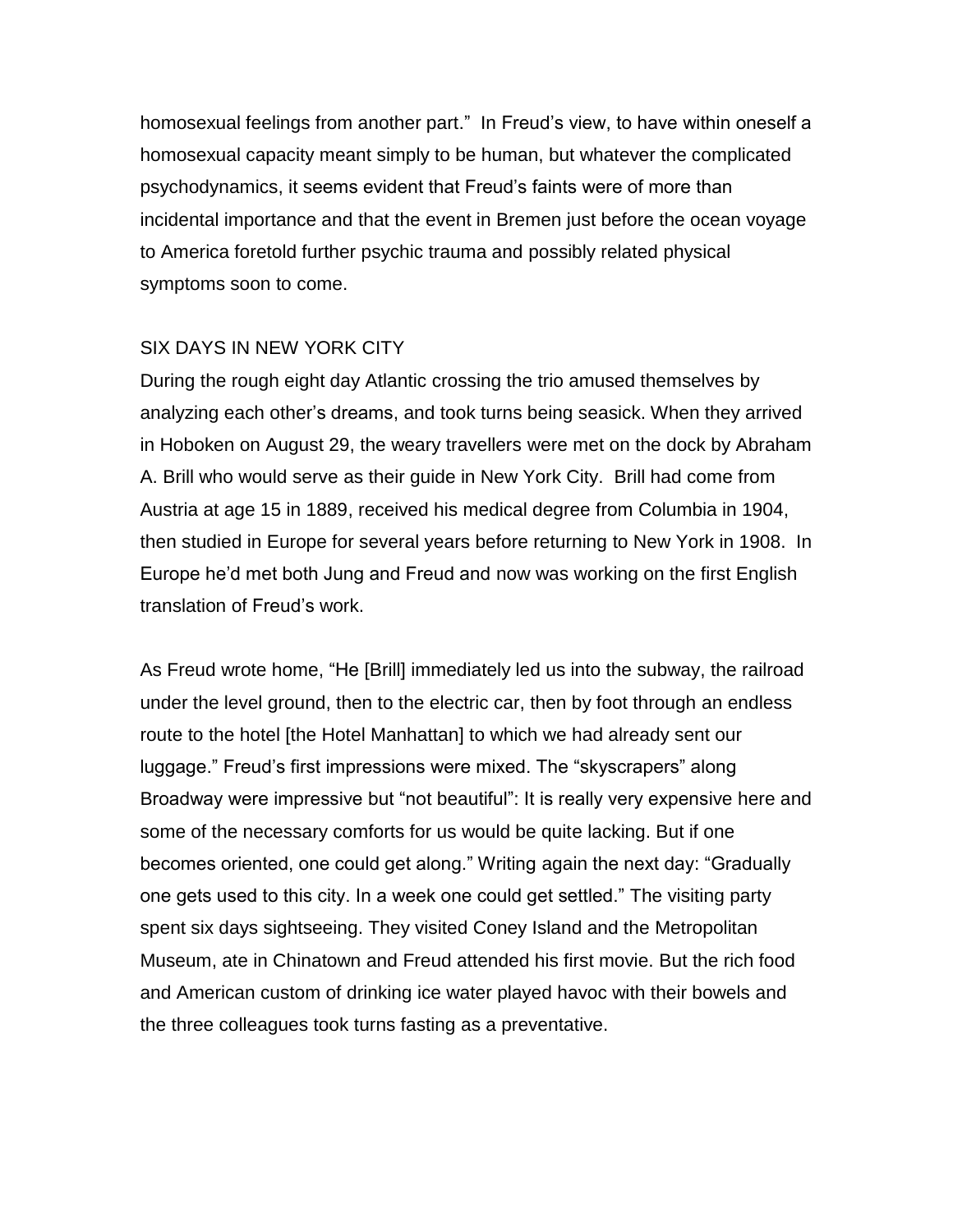homosexual feelings from another part." In Freud's view, to have within oneself a homosexual capacity meant simply to be human, but whatever the complicated psychodynamics, it seems evident that Freud's faints were of more than incidental importance and that the event in Bremen just before the ocean voyage to America foretold further psychic trauma and possibly related physical symptoms soon to come.

## SIX DAYS IN NEW YORK CITY

During the rough eight day Atlantic crossing the trio amused themselves by analyzing each other's dreams, and took turns being seasick. When they arrived in Hoboken on August 29, the weary travellers were met on the dock by Abraham A. Brill who would serve as their guide in New York City. Brill had come from Austria at age 15 in 1889, received his medical degree from Columbia in 1904, then studied in Europe for several years before returning to New York in 1908. In Europe he'd met both Jung and Freud and now was working on the first English translation of Freud's work.

As Freud wrote home, "He [Brill] immediately led us into the subway, the railroad under the level ground, then to the electric car, then by foot through an endless route to the hotel [the Hotel Manhattan] to which we had already sent our luggage." Freud's first impressions were mixed. The "skyscrapers" along Broadway were impressive but "not beautiful": It is really very expensive here and some of the necessary comforts for us would be quite lacking. But if one becomes oriented, one could get along." Writing again the next day: "Gradually one gets used to this city. In a week one could get settled." The visiting party spent six days sightseeing. They visited Coney Island and the Metropolitan Museum, ate in Chinatown and Freud attended his first movie. But the rich food and American custom of drinking ice water played havoc with their bowels and the three colleagues took turns fasting as a preventative.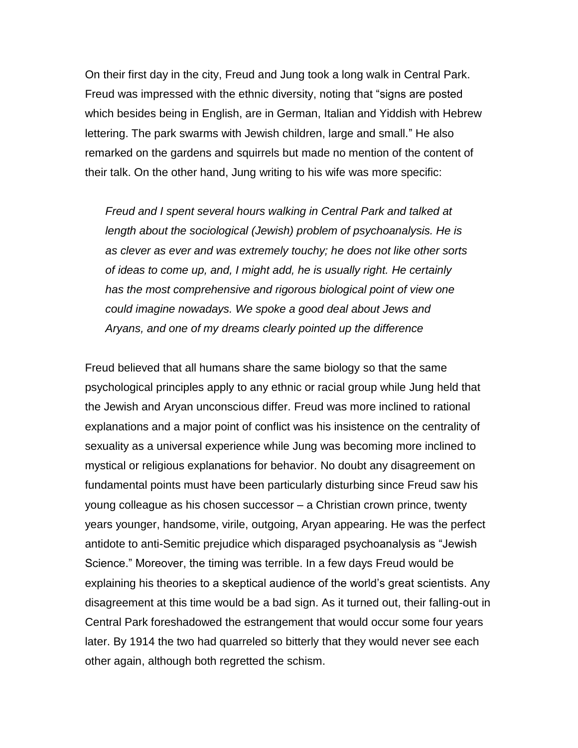On their first day in the city, Freud and Jung took a long walk in Central Park. Freud was impressed with the ethnic diversity, noting that "signs are posted which besides being in English, are in German, Italian and Yiddish with Hebrew lettering. The park swarms with Jewish children, large and small." He also remarked on the gardens and squirrels but made no mention of the content of their talk. On the other hand, Jung writing to his wife was more specific:

> *Freud and I spent several hours walking in Central Park and talked at length about the sociological (Jewish) problem of psychoanalysis. He is as clever as ever and was extremely touchy; he does not like other sorts of ideas to come up, and, I might add, he is usually right. He certainly has the most comprehensive and rigorous biological point of view one could imagine nowadays. We spoke a good deal about Jews and Aryans, and one of my dreams clearly pointed up the difference*

Freud believed that all humans share the same biology so that the same psychological principles apply to any ethnic or racial group while Jung held that the Jewish and Aryan unconscious differ. Freud was more inclined to rational explanations and a major point of conflict was his insistence on the centrality of sexuality as a universal experience while Jung was becoming more inclined to mystical or religious explanations for behavior. No doubt any disagreement on fundamental points must have been particularly disturbing since Freud saw his young colleague as his chosen successor – a Christian crown prince, twenty years younger, handsome, virile, outgoing, Aryan appearing. He was the perfect antidote to anti-Semitic prejudice which disparaged psychoanalysis as "Jewish Science." Moreover, the timing was terrible. In a few days Freud would be explaining his theories to a skeptical audience of the world's great scientists. Any disagreement at this time would be a bad sign. As it turned out, their falling-out in Central Park foreshadowed the estrangement that would occur some four years later. By 1914 the two had quarreled so bitterly that they would never see each other again, although both regretted the schism.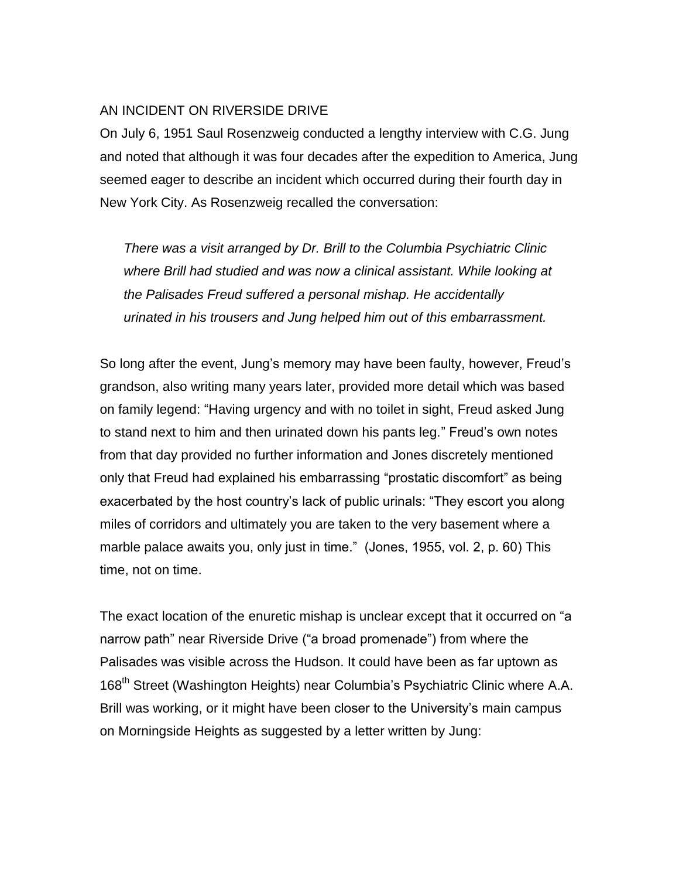## AN INCIDENT ON RIVERSIDE DRIVE

On July 6, 1951 Saul Rosenzweig conducted a lengthy interview with C.G. Jung and noted that although it was four decades after the expedition to America, Jung seemed eager to describe an incident which occurred during their fourth day in New York City. As Rosenzweig recalled the conversation:

> *There was a visit arranged by Dr. Brill to the Columbia Psychiatric Clinic where Brill had studied and was now a clinical assistant. While looking at the Palisades Freud suffered a personal mishap. He accidentally urinated in his trousers and Jung helped him out of this embarrassment.*

So long after the event, Jung's memory may have been faulty, however, Freud's grandson, also writing many years later, provided more detail which was based on family legend: "Having urgency and with no toilet in sight, Freud asked Jung to stand next to him and then urinated down his pants leg." Freud's own notes from that day provided no further information and Jones discretely mentioned only that Freud had explained his embarrassing "prostatic discomfort" as being exacerbated by the host country's lack of public urinals: "They escort you along miles of corridors and ultimately you are taken to the very basement where a marble palace awaits you, only just in time." (Jones, 1955, vol. 2, p. 60) This time, not on time.

The exact location of the enuretic mishap is unclear except that it occurred on "a narrow path" near Riverside Drive ("a broad promenade") from where the Palisades was visible across the Hudson. It could have been as far uptown as 168th Street (Washington Heights) near Columbia's Psychiatric Clinic where A.A. Brill was working, or it might have been closer to the University's main campus on Morningside Heights as suggested by a letter written by Jung: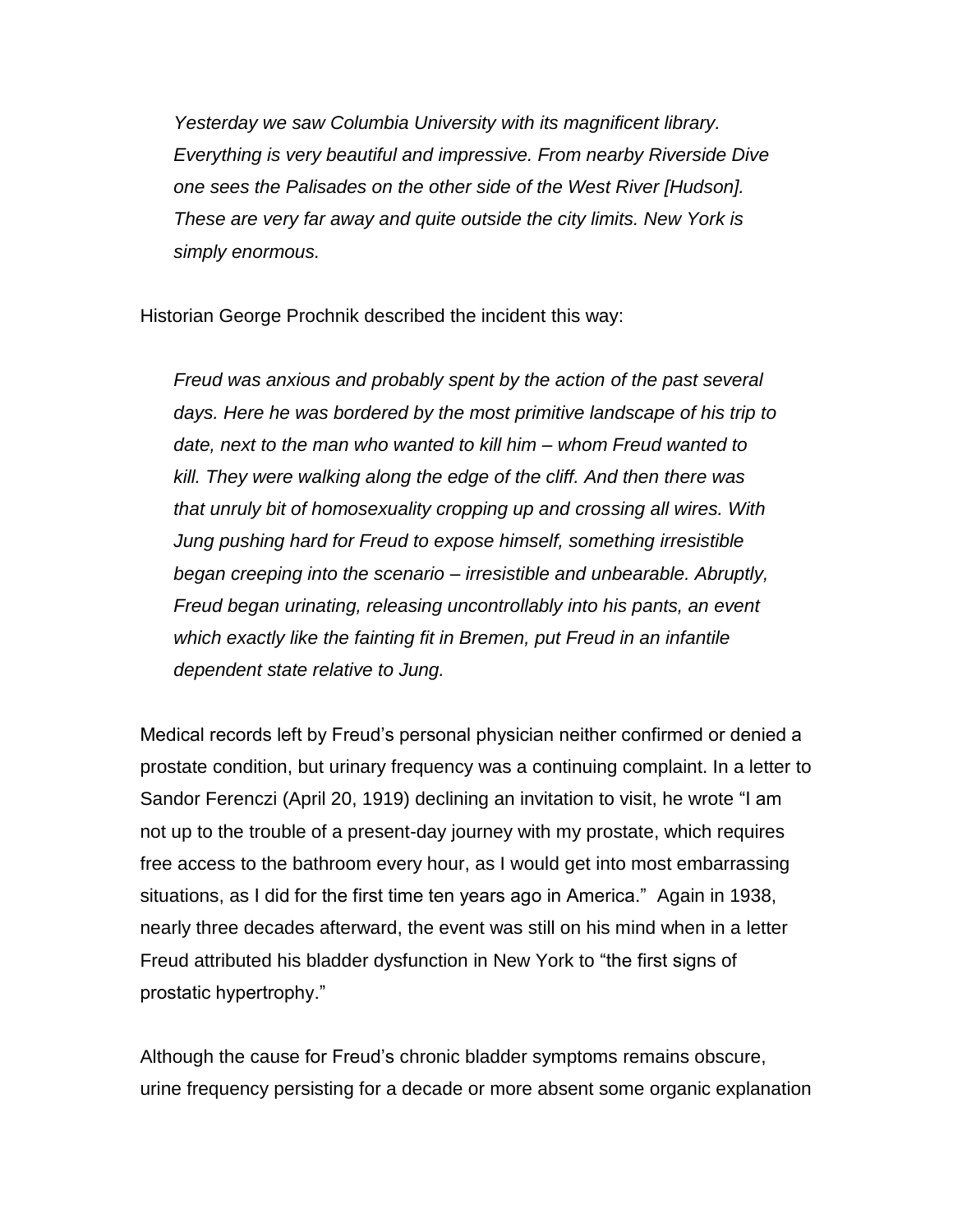> *Yesterday we saw Columbia University with its magnificent library. Everything is very beautiful and impressive. From nearby Riverside Dive one sees the Palisades on the other side of the West River [Hudson]. These are very far away and quite outside the city limits. New York is simply enormous.*

Historian George Prochnik described the incident this way:

> *Freud was anxious and probably spent by the action of the past several days. Here he was bordered by the most primitive landscape of his trip to date, next to the man who wanted to kill him – whom Freud wanted to kill. They were walking along the edge of the cliff. And then there was that unruly bit of homosexuality cropping up and crossing all wires. With Jung pushing hard for Freud to expose himself, something irresistible began creeping into the scenario – irresistible and unbearable. Abruptly, Freud began urinating, releasing uncontrollably into his pants, an event which exactly like the fainting fit in Bremen, put Freud in an infantile dependent state relative to Jung.*

Medical records left by Freud's personal physician neither confirmed or denied a prostate condition, but urinary frequency was a continuing complaint. In a letter to Sandor Ferenczi (April 20, 1919) declining an invitation to visit, he wrote "I am not up to the trouble of a present-day journey with my prostate, which requires free access to the bathroom every hour, as I would get into most embarrassing situations, as I did for the first time ten years ago in America." Again in 1938, nearly three decades afterward, the event was still on his mind when in a letter Freud attributed his bladder dysfunction in New York to "the first signs of prostatic hypertrophy."

Although the cause for Freud's chronic bladder symptoms remains obscure, urine frequency persisting for a decade or more absent some organic explanation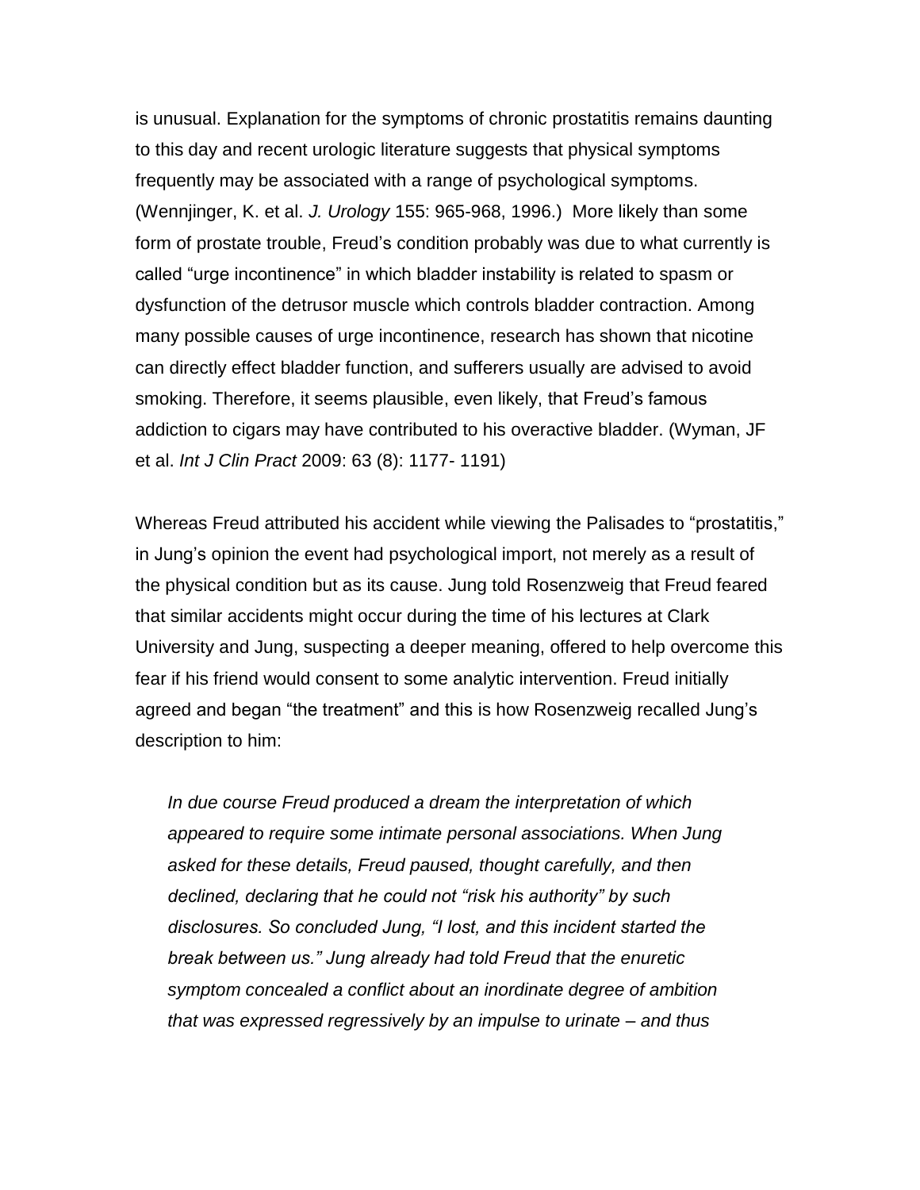is unusual. Explanation for the symptoms of chronic prostatitis remains daunting to this day and recent urologic literature suggests that physical symptoms frequently may be associated with a range of psychological symptoms. (Wennjinger, K. et al. *J. Urology* 155: 965-968, 1996.) More likely than some form of prostate trouble, Freud's condition probably was due to what currently is called "urge incontinence" in which bladder instability is related to spasm or dysfunction of the detrusor muscle which controls bladder contraction. Among many possible causes of urge incontinence, research has shown that nicotine can directly effect bladder function, and sufferers usually are advised to avoid smoking. Therefore, it seems plausible, even likely, that Freud's famous addiction to cigars may have contributed to his overactive bladder. (Wyman, JF et al. *Int J Clin Pract* 2009: 63 (8): 1177- 1191)

Whereas Freud attributed his accident while viewing the Palisades to "prostatitis," in Jung's opinion the event had psychological import, not merely as a result of the physical condition but as its cause. Jung told Rosenzweig that Freud feared that similar accidents might occur during the time of his lectures at Clark University and Jung, suspecting a deeper meaning, offered to help overcome this fear if his friend would consent to some analytic intervention. Freud initially agreed and began "the treatment" and this is how Rosenzweig recalled Jung's description to him:

> *In due course Freud produced a dream the interpretation of which appeared to require some intimate personal associations. When Jung asked for these details, Freud paused, thought carefully, and then declined, declaring that he could not "risk his authority" by such disclosures. So concluded Jung, "I lost, and this incident started the break between us." Jung already had told Freud that the enuretic symptom concealed a conflict about an inordinate degree of ambition that was expressed regressively by an impulse to urinate – and thus*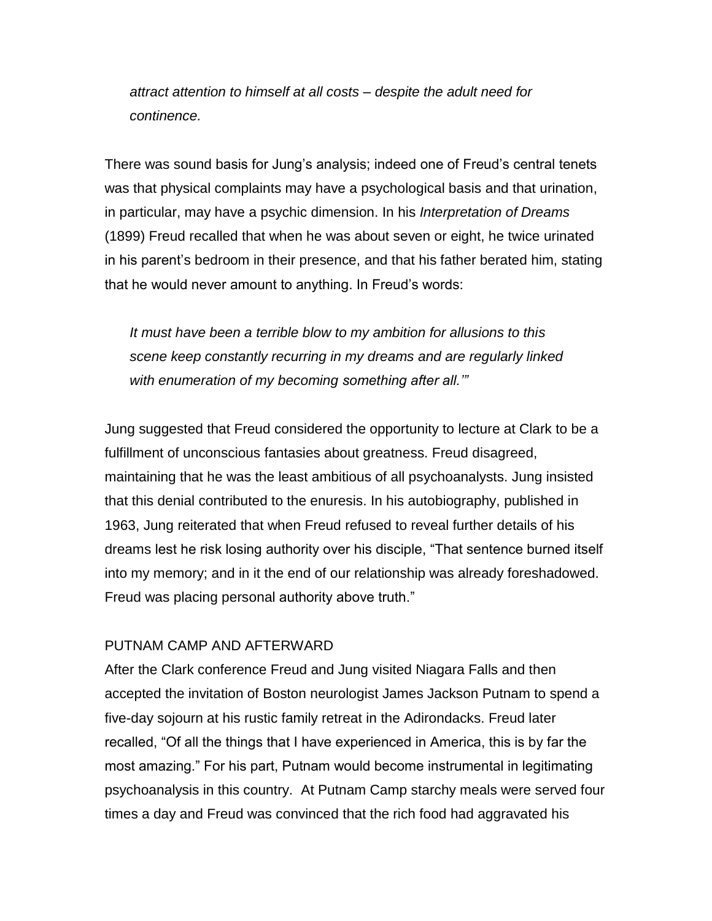> *attract attention to himself at all costs – despite the adult need for continence.*

There was sound basis for Jung's analysis; indeed one of Freud's central tenets was that physical complaints may have a psychological basis and that urination, in particular, may have a psychic dimension. In his *Interpretation of Dreams* (1899) Freud recalled that when he was about seven or eight, he twice urinated in his parent's bedroom in their presence, and that his father berated him, stating that he would never amount to anything. In Freud's words:

> *It must have been a terrible blow to my ambition for allusions to this scene keep constantly recurring in my dreams and are regularly linked with enumeration of my becoming something after all.'"*

Jung suggested that Freud considered the opportunity to lecture at Clark to be a fulfillment of unconscious fantasies about greatness. Freud disagreed, maintaining that he was the least ambitious of all psychoanalysts. Jung insisted that this denial contributed to the enuresis. In his autobiography, published in 1963, Jung reiterated that when Freud refused to reveal further details of his dreams lest he risk losing authority over his disciple, "That sentence burned itself into my memory; and in it the end of our relationship was already foreshadowed. Freud was placing personal authority above truth."

## PUTNAM CAMP AND AFTERWARD

After the Clark conference Freud and Jung visited Niagara Falls and then accepted the invitation of Boston neurologist James Jackson Putnam to spend a five-day sojourn at his rustic family retreat in the Adirondacks. Freud later recalled, "Of all the things that I have experienced in America, this is by far the most amazing." For his part, Putnam would become instrumental in legitimating psychoanalysis in this country. At Putnam Camp starchy meals were served four times a day and Freud was convinced that the rich food had aggravated his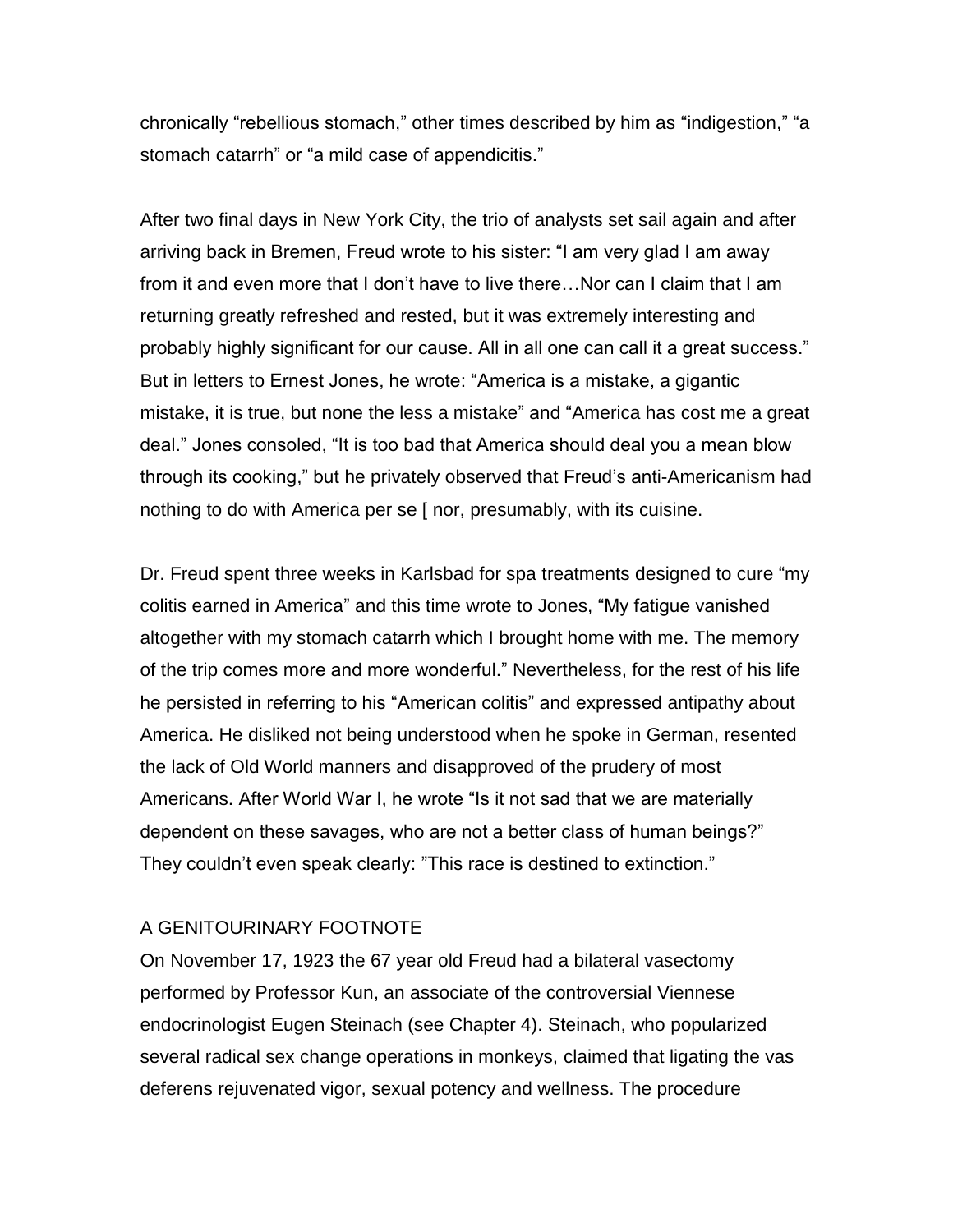chronically "rebellious stomach," other times described by him as "indigestion," "a stomach catarrh" or "a mild case of appendicitis."

After two final days in New York City, the trio of analysts set sail again and after arriving back in Bremen, Freud wrote to his sister: "I am very glad I am away from it and even more that I don't have to live there…Nor can I claim that I am returning greatly refreshed and rested, but it was extremely interesting and probably highly significant for our cause. All in all one can call it a great success." But in letters to Ernest Jones, he wrote: "America is a mistake, a gigantic mistake, it is true, but none the less a mistake" and "America has cost me a great deal." Jones consoled, "It is too bad that America should deal you a mean blow through its cooking," but he privately observed that Freud's anti-Americanism had nothing to do with America per se [ nor, presumably, with its cuisine.

Dr. Freud spent three weeks in Karlsbad for spa treatments designed to cure "my colitis earned in America" and this time wrote to Jones, "My fatigue vanished altogether with my stomach catarrh which I brought home with me. The memory of the trip comes more and more wonderful." Nevertheless, for the rest of his life he persisted in referring to his "American colitis" and expressed antipathy about America. He disliked not being understood when he spoke in German, resented the lack of Old World manners and disapproved of the prudery of most Americans. After World War I, he wrote "Is it not sad that we are materially dependent on these savages, who are not a better class of human beings?" They couldn't even speak clearly: "This race is destined to extinction."

## A GENITOURINARY FOOTNOTE

On November 17, 1923 the 67 year old Freud had a bilateral vasectomy performed by Professor Kun, an associate of the controversial Viennese endocrinologist Eugen Steinach (see Chapter 4). Steinach, who popularized several radical sex change operations in monkeys, claimed that ligating the vas deferens rejuvenated vigor, sexual potency and wellness. The procedure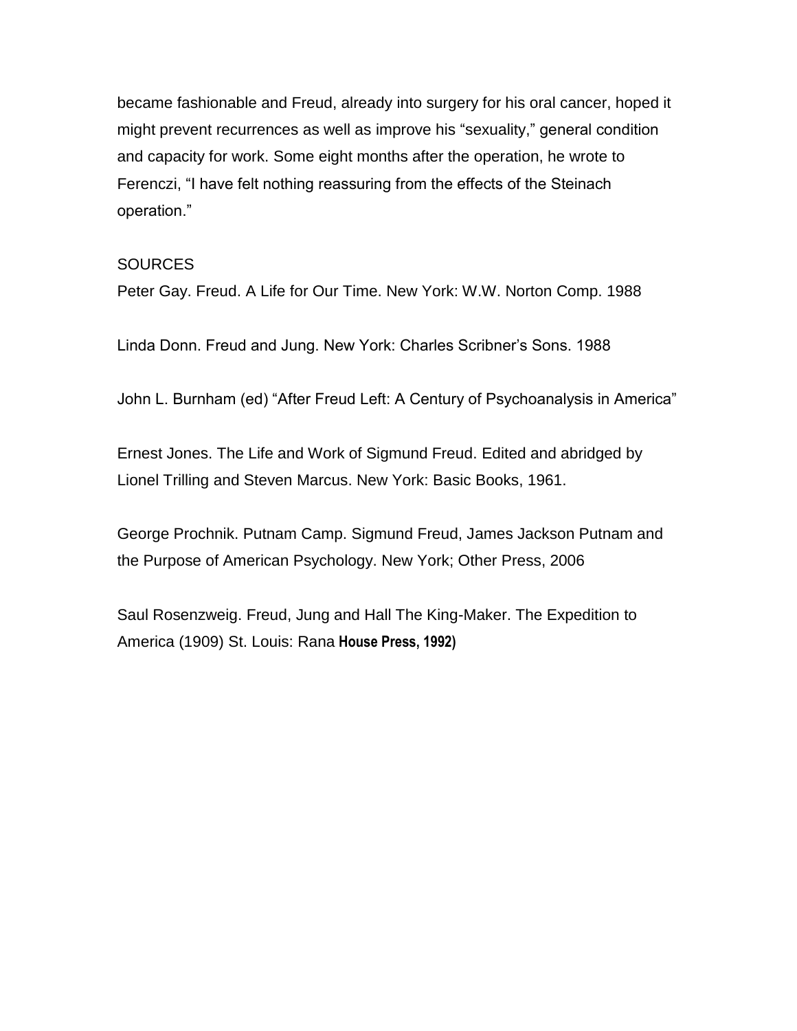became fashionable and Freud, already into surgery for his oral cancer, hoped it might prevent recurrences as well as improve his "sexuality," general condition and capacity for work. Some eight months after the operation, he wrote to Ferenczi, "I have felt nothing reassuring from the effects of the Steinach operation."

SOURCES

Peter Gay. Freud. A Life for Our Time. New York: W.W. Norton Comp. 1988

Linda Donn. Freud and Jung. New York: Charles Scribner's Sons. 1988

John L. Burnham (ed) "After Freud Left: A Century of Psychoanalysis in America"

Ernest Jones. The Life and Work of Sigmund Freud. Edited and abridged by Lionel Trilling and Steven Marcus. New York: Basic Books, 1961.

George Prochnik. Putnam Camp. Sigmund Freud, James Jackson Putnam and the Purpose of American Psychology. New York; Other Press, 2006

Saul Rosenzweig. Freud, Jung and Hall The King-Maker. The Expedition to America (1909) St. Louis: Rana **House Press, 1992)**